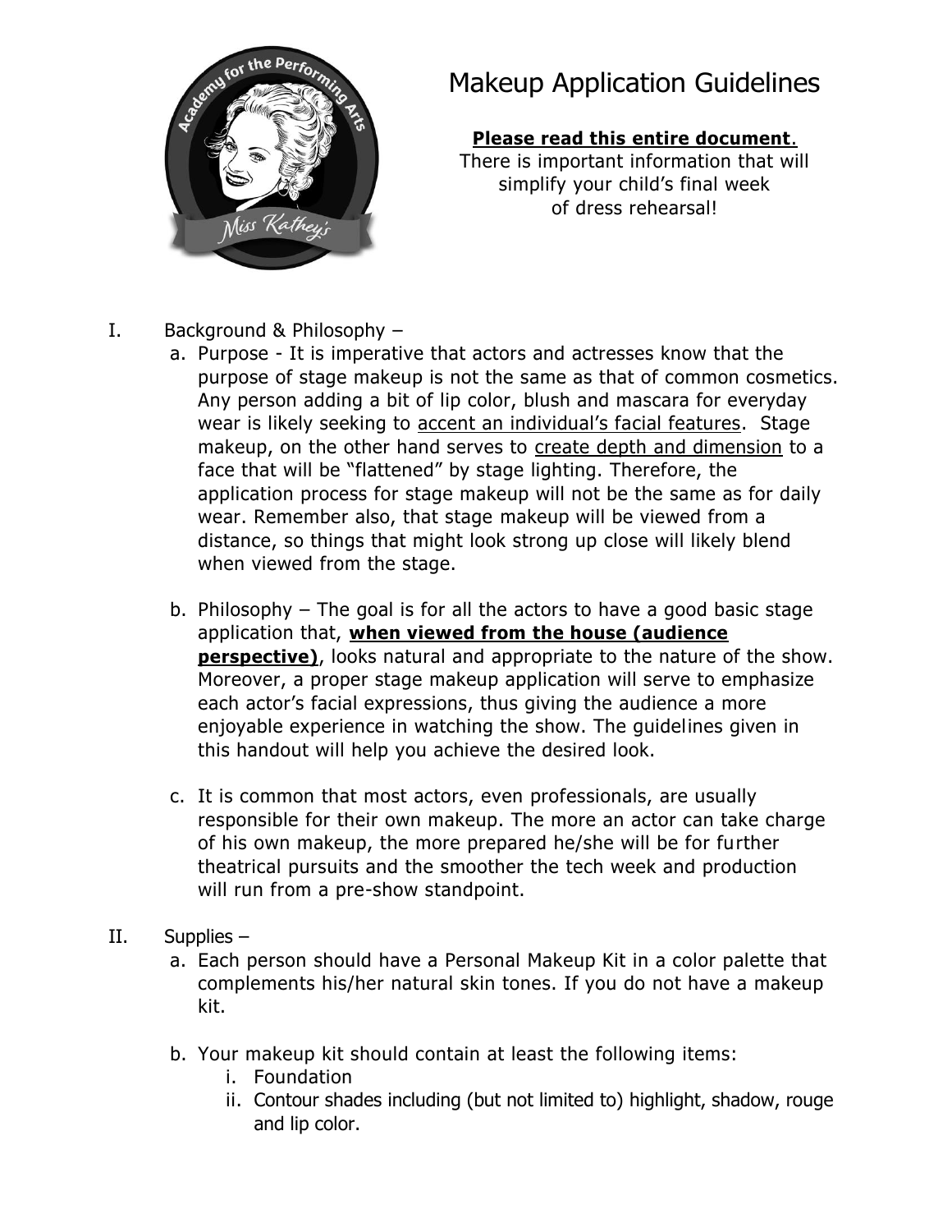# Makeup Application Guidelines

**Please read this entire document.**
There is important information that will simplify your child's final week of dress rehearsal!

I. Background & Philosophy –

a. Purpose - It is imperative that actors and actresses know that the purpose of stage makeup is not the same as that of common cosmetics. Any person adding a bit of lip color, blush and mascara for everyday wear is likely seeking to accent an individual's facial features. Stage makeup, on the other hand serves to create depth and dimension to a face that will be "flattened" by stage lighting. Therefore, the application process for stage makeup will not be the same as for daily wear. Remember also, that stage makeup will be viewed from a distance, so things that might look strong up close will likely blend when viewed from the stage.

b. Philosophy – The goal is for all the actors to have a good basic stage application that, **when viewed from the house (audience perspective)**, looks natural and appropriate to the nature of the show. Moreover, a proper stage makeup application will serve to emphasize each actor's facial expressions, thus giving the audience a more enjoyable experience in watching the show. The guidelines given in this handout will help you achieve the desired look.

c. It is common that most actors, even professionals, are usually responsible for their own makeup. The more an actor can take charge of his own makeup, the more prepared he/she will be for further theatrical pursuits and the smoother the tech week and production will run from a pre-show standpoint.

II. Supplies –

a. Each person should have a Personal Makeup Kit in a color palette that complements his/her natural skin tones. If you do not have a makeup kit.

b. Your makeup kit should contain at least the following items:

i. Foundation

ii. Contour shades including (but not limited to) highlight, shadow, rouge and lip color.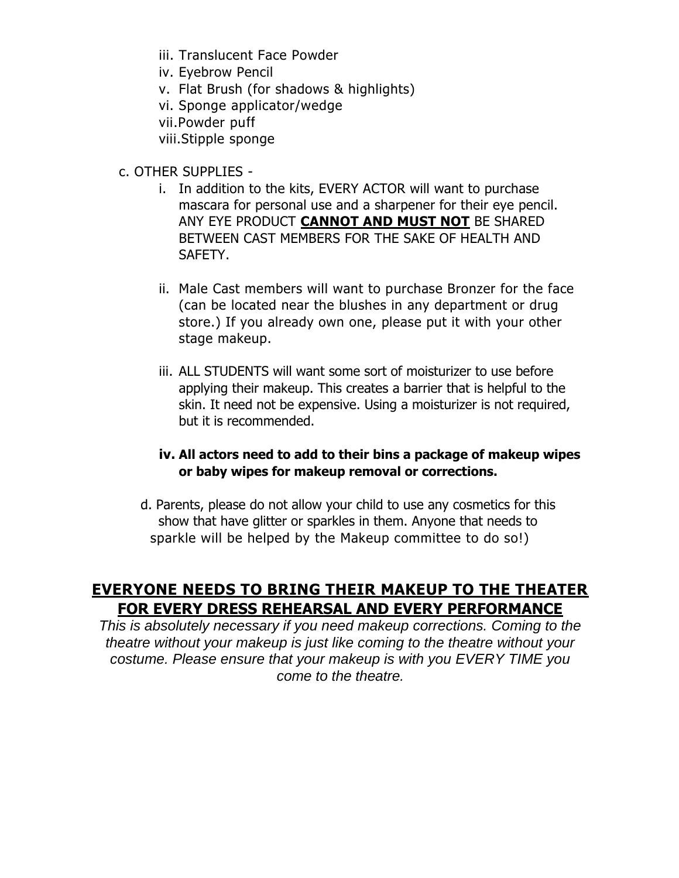iii. Translucent Face Powder
iv. Eyebrow Pencil
v. Flat Brush (for shadows & highlights)
vi. Sponge applicator/wedge
vii. Powder puff
viii. Stipple sponge

c. OTHER SUPPLIES -

i. In addition to the kits, EVERY ACTOR will want to purchase mascara for personal use and a sharpener for their eye pencil. ANY EYE PRODUCT **CANNOT AND MUST NOT** BE SHARED BETWEEN CAST MEMBERS FOR THE SAKE OF HEALTH AND SAFETY.

ii. Male Cast members will want to purchase Bronzer for the face (can be located near the blushes in any department or drug store.) If you already own one, please put it with your other stage makeup.

iii. ALL STUDENTS will want some sort of moisturizer to use before applying their makeup. This creates a barrier that is helpful to the skin. It need not be expensive. Using a moisturizer is not required, but it is recommended.

**iv. All actors need to add to their bins a package of makeup wipes or baby wipes for makeup removal or corrections.**

d. Parents, please do not allow your child to use any cosmetics for this show that have glitter or sparkles in them. Anyone that needs to sparkle will be helped by the Makeup committee to do so!)

## EVERYONE NEEDS TO BRING THEIR MAKEUP TO THE THEATER FOR EVERY DRESS REHEARSAL AND EVERY PERFORMANCE

*This is absolutely necessary if you need makeup corrections. Coming to the theatre without your makeup is just like coming to the theatre without your costume. Please ensure that your makeup is with you EVERY TIME you come to the theatre.*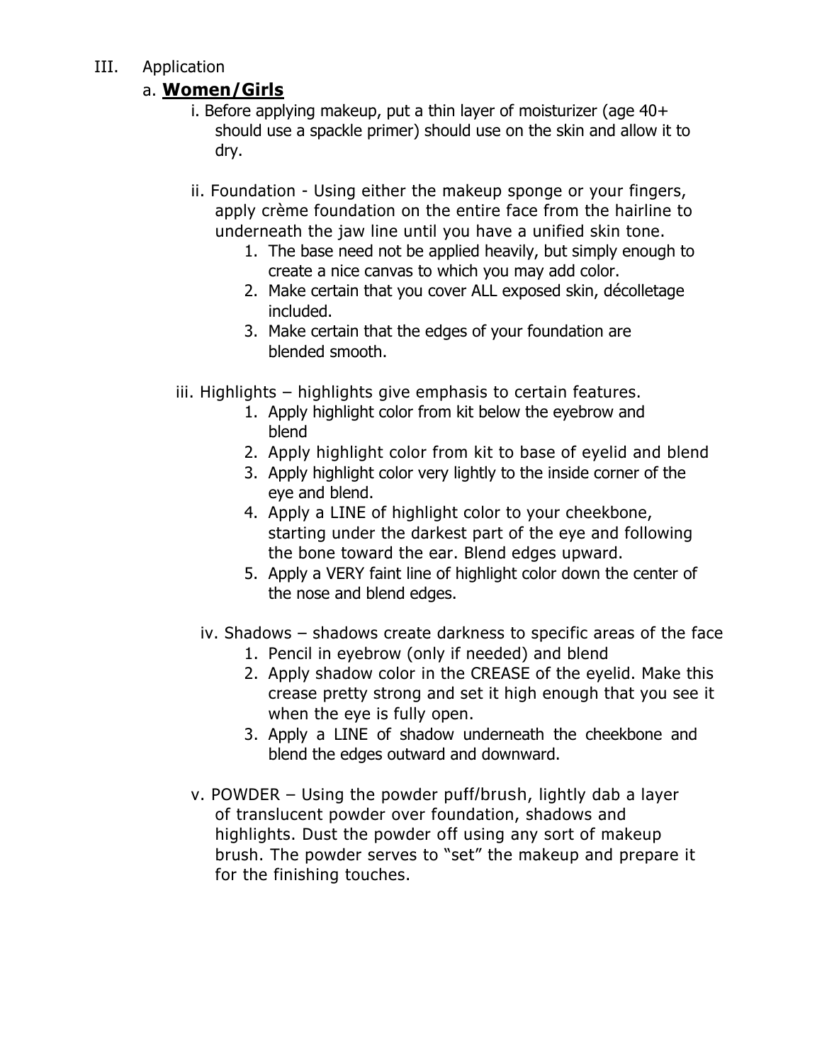III. Application

a. **Women/Girls**

i. Before applying makeup, put a thin layer of moisturizer (age 40+ should use a spackle primer) should use on the skin and allow it to dry.

ii. Foundation - Using either the makeup sponge or your fingers, apply crème foundation on the entire face from the hairline to underneath the jaw line until you have a unified skin tone.

1. The base need not be applied heavily, but simply enough to create a nice canvas to which you may add color.
2. Make certain that you cover ALL exposed skin, décolletage included.
3. Make certain that the edges of your foundation are blended smooth.

iii. Highlights – highlights give emphasis to certain features.

1. Apply highlight color from kit below the eyebrow and blend
2. Apply highlight color from kit to base of eyelid and blend
3. Apply highlight color very lightly to the inside corner of the eye and blend.
4. Apply a LINE of highlight color to your cheekbone, starting under the darkest part of the eye and following the bone toward the ear. Blend edges upward.
5. Apply a VERY faint line of highlight color down the center of the nose and blend edges.

iv. Shadows – shadows create darkness to specific areas of the face

1. Pencil in eyebrow (only if needed) and blend
2. Apply shadow color in the CREASE of the eyelid. Make this crease pretty strong and set it high enough that you see it when the eye is fully open.
3. Apply a LINE of shadow underneath the cheekbone and blend the edges outward and downward.

v. POWDER – Using the powder puff/brush, lightly dab a layer of translucent powder over foundation, shadows and highlights. Dust the powder off using any sort of makeup brush. The powder serves to "set" the makeup and prepare it for the finishing touches.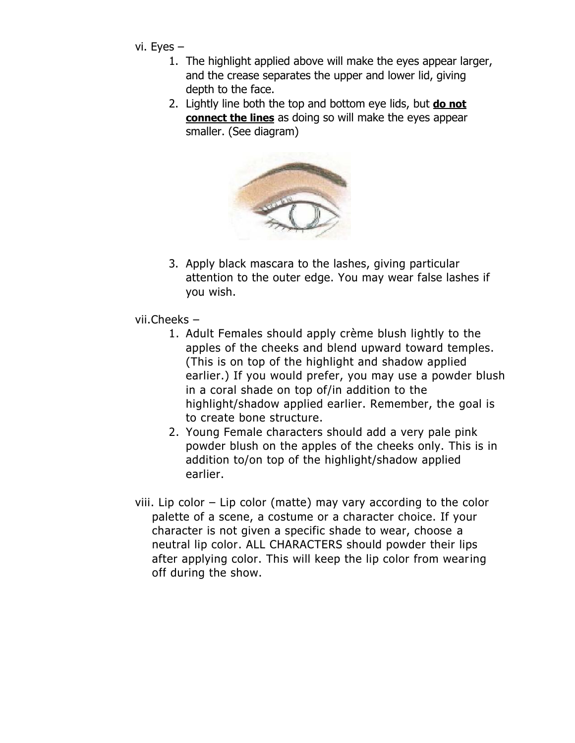vi. Eyes –

1. The highlight applied above will make the eyes appear larger, and the crease separates the upper and lower lid, giving depth to the face.
2. Lightly line both the top and bottom eye lids, but **do not connect the lines** as doing so will make the eyes appear smaller. (See diagram)
3. Apply black mascara to the lashes, giving particular attention to the outer edge. You may wear false lashes if you wish.

vii. Cheeks –

1. Adult Females should apply crème blush lightly to the apples of the cheeks and blend upward toward temples. (This is on top of the highlight and shadow applied earlier.) If you would prefer, you may use a powder blush in a coral shade on top of/in addition to the highlight/shadow applied earlier. Remember, the goal is to create bone structure.
2. Young Female characters should add a very pale pink powder blush on the apples of the cheeks only. This is in addition to/on top of the highlight/shadow applied earlier.

viii. Lip color – Lip color (matte) may vary according to the color palette of a scene, a costume or a character choice. If your character is not given a specific shade to wear, choose a neutral lip color. ALL CHARACTERS should powder their lips after applying color. This will keep the lip color from wearing off during the show.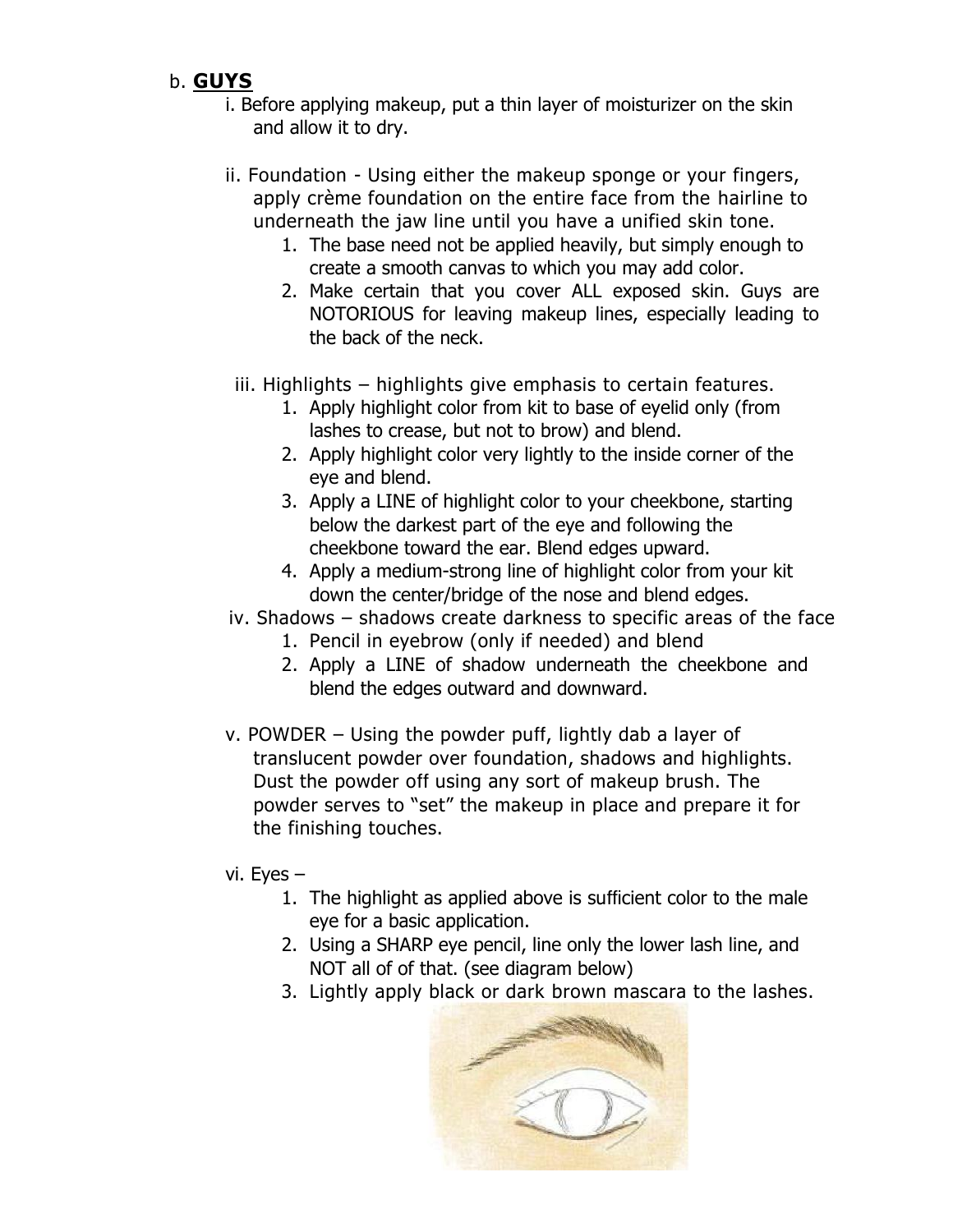b. **<u>GUYS</u>**

i. Before applying makeup, put a thin layer of moisturizer on the skin and allow it to dry.

ii. Foundation - Using either the makeup sponge or your fingers, apply crème foundation on the entire face from the hairline to underneath the jaw line until you have a unified skin tone.

1. The base need not be applied heavily, but simply enough to create a smooth canvas to which you may add color.
2. Make certain that you cover ALL exposed skin. Guys are NOTORIOUS for leaving makeup lines, especially leading to the back of the neck.

iii. Highlights – highlights give emphasis to certain features.

1. Apply highlight color from kit to base of eyelid only (from lashes to crease, but not to brow) and blend.
2. Apply highlight color very lightly to the inside corner of the eye and blend.
3. Apply a LINE of highlight color to your cheekbone, starting below the darkest part of the eye and following the cheekbone toward the ear. Blend edges upward.
4. Apply a medium-strong line of highlight color from your kit down the center/bridge of the nose and blend edges.

iv. Shadows – shadows create darkness to specific areas of the face

1. Pencil in eyebrow (only if needed) and blend
2. Apply a LINE of shadow underneath the cheekbone and blend the edges outward and downward.

v. POWDER – Using the powder puff, lightly dab a layer of translucent powder over foundation, shadows and highlights. Dust the powder off using any sort of makeup brush. The powder serves to "set" the makeup in place and prepare it for the finishing touches.

vi. Eyes –

1. The highlight as applied above is sufficient color to the male eye for a basic application.
2. Using a SHARP eye pencil, line only the lower lash line, and NOT all of of that. (see diagram below)
3. Lightly apply black or dark brown mascara to the lashes.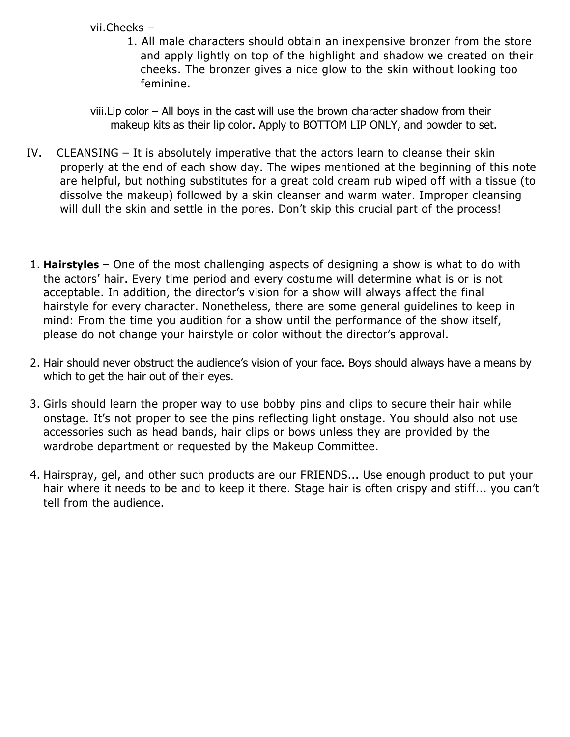vii. Cheeks –

1. All male characters should obtain an inexpensive bronzer from the store and apply lightly on top of the highlight and shadow we created on their cheeks. The bronzer gives a nice glow to the skin without looking too feminine.

viii. Lip color – All boys in the cast will use the brown character shadow from their makeup kits as their lip color. Apply to BOTTOM LIP ONLY, and powder to set.

IV. CLEANSING – It is absolutely imperative that the actors learn to cleanse their skin properly at the end of each show day. The wipes mentioned at the beginning of this note are helpful, but nothing substitutes for a great cold cream rub wiped off with a tissue (to dissolve the makeup) followed by a skin cleanser and warm water. Improper cleansing will dull the skin and settle in the pores. Don't skip this crucial part of the process!

1. **Hairstyles** – One of the most challenging aspects of designing a show is what to do with the actors' hair. Every time period and every costume will determine what is or is not acceptable. In addition, the director's vision for a show will always affect the final hairstyle for every character. Nonetheless, there are some general guidelines to keep in mind: From the time you audition for a show until the performance of the show itself, please do not change your hairstyle or color without the director's approval.

2. Hair should never obstruct the audience's vision of your face. Boys should always have a means by which to get the hair out of their eyes.

3. Girls should learn the proper way to use bobby pins and clips to secure their hair while onstage. It's not proper to see the pins reflecting light onstage. You should also not use accessories such as head bands, hair clips or bows unless they are provided by the wardrobe department or requested by the Makeup Committee.

4. Hairspray, gel, and other such products are our FRIENDS... Use enough product to put your hair where it needs to be and to keep it there. Stage hair is often crispy and stiff... you can't tell from the audience.